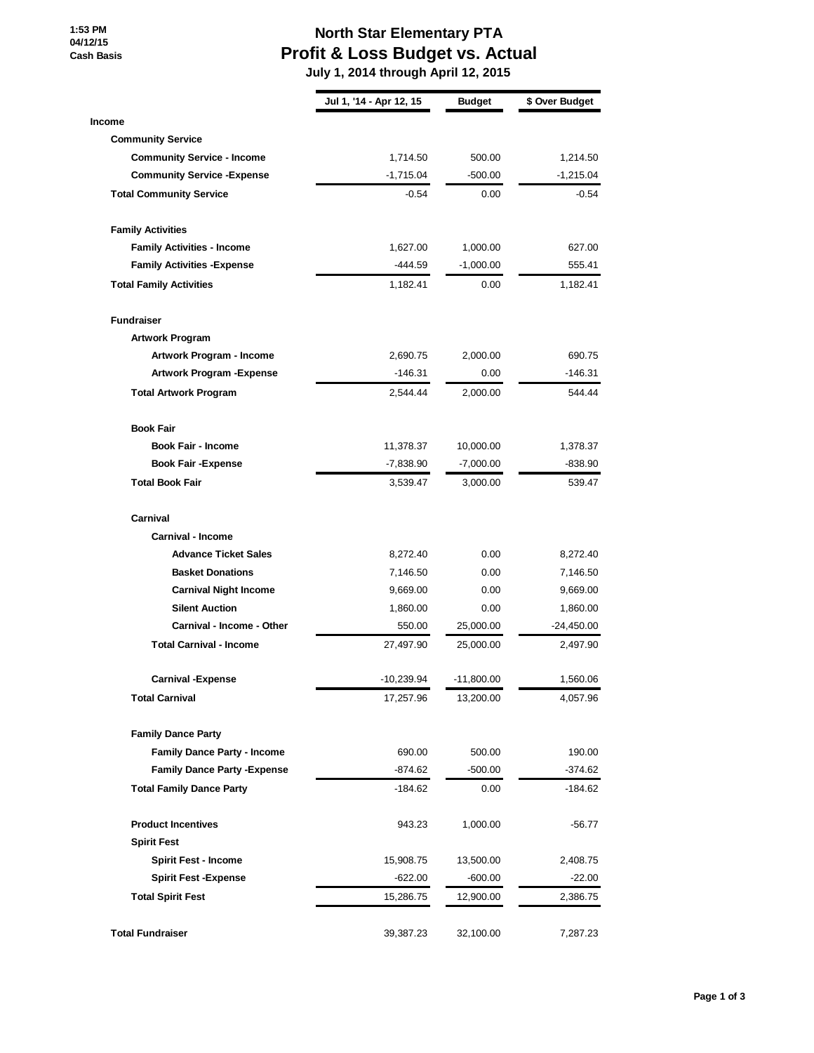1:53 PM
04/12/15
Cash Basis

# North Star Elementary PTA
## Profit & Loss Budget vs. Actual
### July 1, 2014 through April 12, 2015

| | Jul 1, '14 - Apr 12, 15 | Budget | $ Over Budget |
|---|---|---|---|
| **Income** | | | |
| **Community Service** | | | |
| **Community Service - Income** | 1,714.50 | 500.00 | 1,214.50 |
| **Community Service -Expense** | -1,715.04 | -500.00 | -1,215.04 |
| **Total Community Service** | -0.54 | 0.00 | -0.54 |
| **Family Activities** | | | |
| **Family Activities - Income** | 1,627.00 | 1,000.00 | 627.00 |
| **Family Activities -Expense** | -444.59 | -1,000.00 | 555.41 |
| **Total Family Activities** | 1,182.41 | 0.00 | 1,182.41 |
| **Fundraiser** | | | |
| **Artwork Program** | | | |
| **Artwork Program - Income** | 2,690.75 | 2,000.00 | 690.75 |
| **Artwork Program -Expense** | -146.31 | 0.00 | -146.31 |
| **Total Artwork Program** | 2,544.44 | 2,000.00 | 544.44 |
| **Book Fair** | | | |
| **Book Fair - Income** | 11,378.37 | 10,000.00 | 1,378.37 |
| **Book Fair -Expense** | -7,838.90 | -7,000.00 | -838.90 |
| **Total Book Fair** | 3,539.47 | 3,000.00 | 539.47 |
| **Carnival** | | | |
| **Carnival - Income** | | | |
| **Advance Ticket Sales** | 8,272.40 | 0.00 | 8,272.40 |
| **Basket Donations** | 7,146.50 | 0.00 | 7,146.50 |
| **Carnival Night Income** | 9,669.00 | 0.00 | 9,669.00 |
| **Silent Auction** | 1,860.00 | 0.00 | 1,860.00 |
| **Carnival - Income - Other** | 550.00 | 25,000.00 | -24,450.00 |
| **Total Carnival - Income** | 27,497.90 | 25,000.00 | 2,497.90 |
| **Carnival -Expense** | -10,239.94 | -11,800.00 | 1,560.06 |
| **Total Carnival** | 17,257.96 | 13,200.00 | 4,057.96 |
| **Family Dance Party** | | | |
| **Family Dance Party - Income** | 690.00 | 500.00 | 190.00 |
| **Family Dance Party -Expense** | -874.62 | -500.00 | -374.62 |
| **Total Family Dance Party** | -184.62 | 0.00 | -184.62 |
| **Product Incentives** | 943.23 | 1,000.00 | -56.77 |
| **Spirit Fest** | | | |
| **Spirit Fest - Income** | 15,908.75 | 13,500.00 | 2,408.75 |
| **Spirit Fest -Expense** | -622.00 | -600.00 | -22.00 |
| **Total Spirit Fest** | 15,286.75 | 12,900.00 | 2,386.75 |
| **Total Fundraiser** | 39,387.23 | 32,100.00 | 7,287.23 |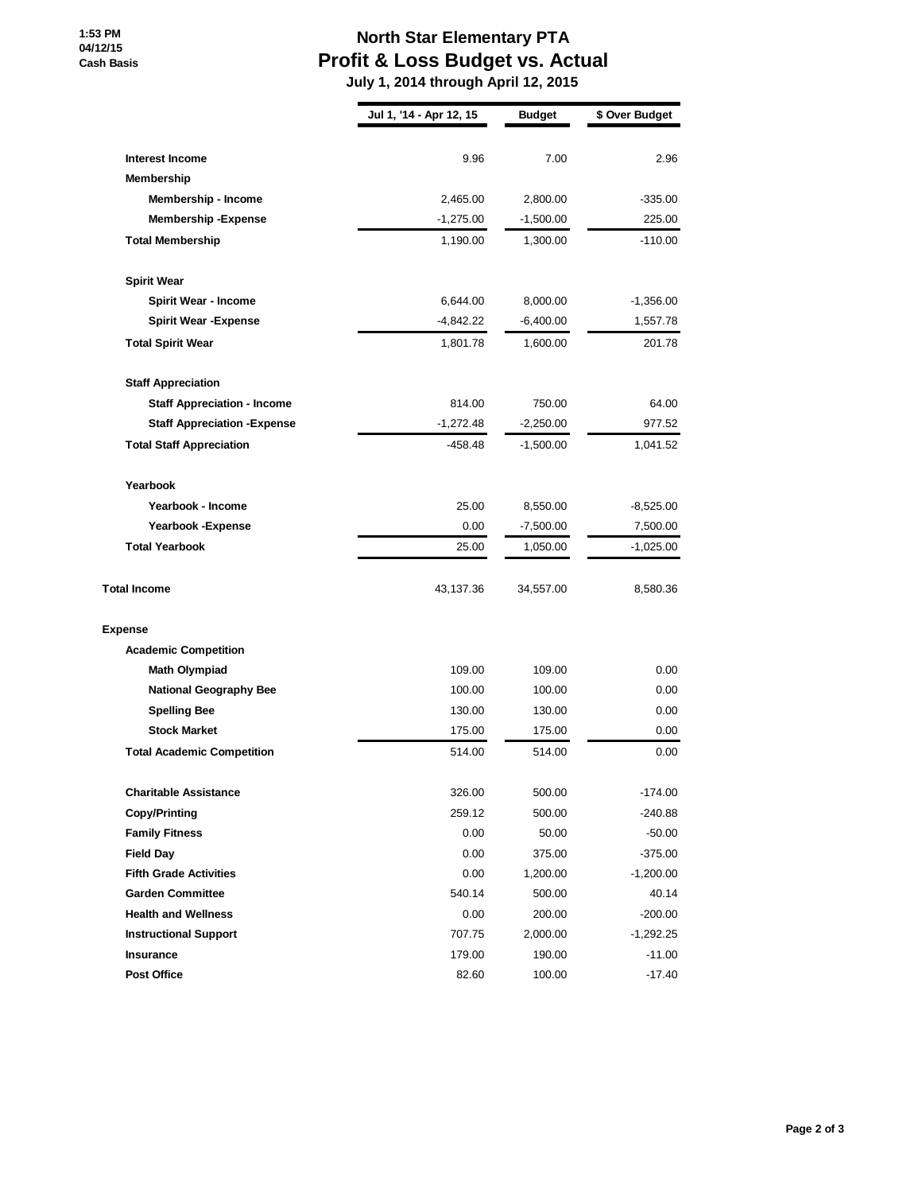1:53 PM
04/12/15
Cash Basis

# North Star Elementary PTA
## Profit & Loss Budget vs. Actual
### July 1, 2014 through April 12, 2015

| | Jul 1, '14 - Apr 12, 15 | Budget | $ Over Budget |
|---|---|---|---|
| **Interest Income** | 9.96 | 7.00 | 2.96 |
| **Membership** | | | |
| **Membership - Income** | 2,465.00 | 2,800.00 | -335.00 |
| **Membership -Expense** | -1,275.00 | -1,500.00 | 225.00 |
| **Total Membership** | 1,190.00 | 1,300.00 | -110.00 |
| **Spirit Wear** | | | |
| **Spirit Wear - Income** | 6,644.00 | 8,000.00 | -1,356.00 |
| **Spirit Wear -Expense** | -4,842.22 | -6,400.00 | 1,557.78 |
| **Total Spirit Wear** | 1,801.78 | 1,600.00 | 201.78 |
| **Staff Appreciation** | | | |
| **Staff Appreciation - Income** | 814.00 | 750.00 | 64.00 |
| **Staff Appreciation -Expense** | -1,272.48 | -2,250.00 | 977.52 |
| **Total Staff Appreciation** | -458.48 | -1,500.00 | 1,041.52 |
| **Yearbook** | | | |
| **Yearbook - Income** | 25.00 | 8,550.00 | -8,525.00 |
| **Yearbook -Expense** | 0.00 | -7,500.00 | 7,500.00 |
| **Total Yearbook** | 25.00 | 1,050.00 | -1,025.00 |
| **Total Income** | 43,137.36 | 34,557.00 | 8,580.36 |
| **Expense** | | | |
| **Academic Competition** | | | |
| **Math Olympiad** | 109.00 | 109.00 | 0.00 |
| **National Geography Bee** | 100.00 | 100.00 | 0.00 |
| **Spelling Bee** | 130.00 | 130.00 | 0.00 |
| **Stock Market** | 175.00 | 175.00 | 0.00 |
| **Total Academic Competition** | 514.00 | 514.00 | 0.00 |
| **Charitable Assistance** | 326.00 | 500.00 | -174.00 |
| **Copy/Printing** | 259.12 | 500.00 | -240.88 |
| **Family Fitness** | 0.00 | 50.00 | -50.00 |
| **Field Day** | 0.00 | 375.00 | -375.00 |
| **Fifth Grade Activities** | 0.00 | 1,200.00 | -1,200.00 |
| **Garden Committee** | 540.14 | 500.00 | 40.14 |
| **Health and Wellness** | 0.00 | 200.00 | -200.00 |
| **Instructional Support** | 707.75 | 2,000.00 | -1,292.25 |
| **Insurance** | 179.00 | 190.00 | -11.00 |
| **Post Office** | 82.60 | 100.00 | -17.40 |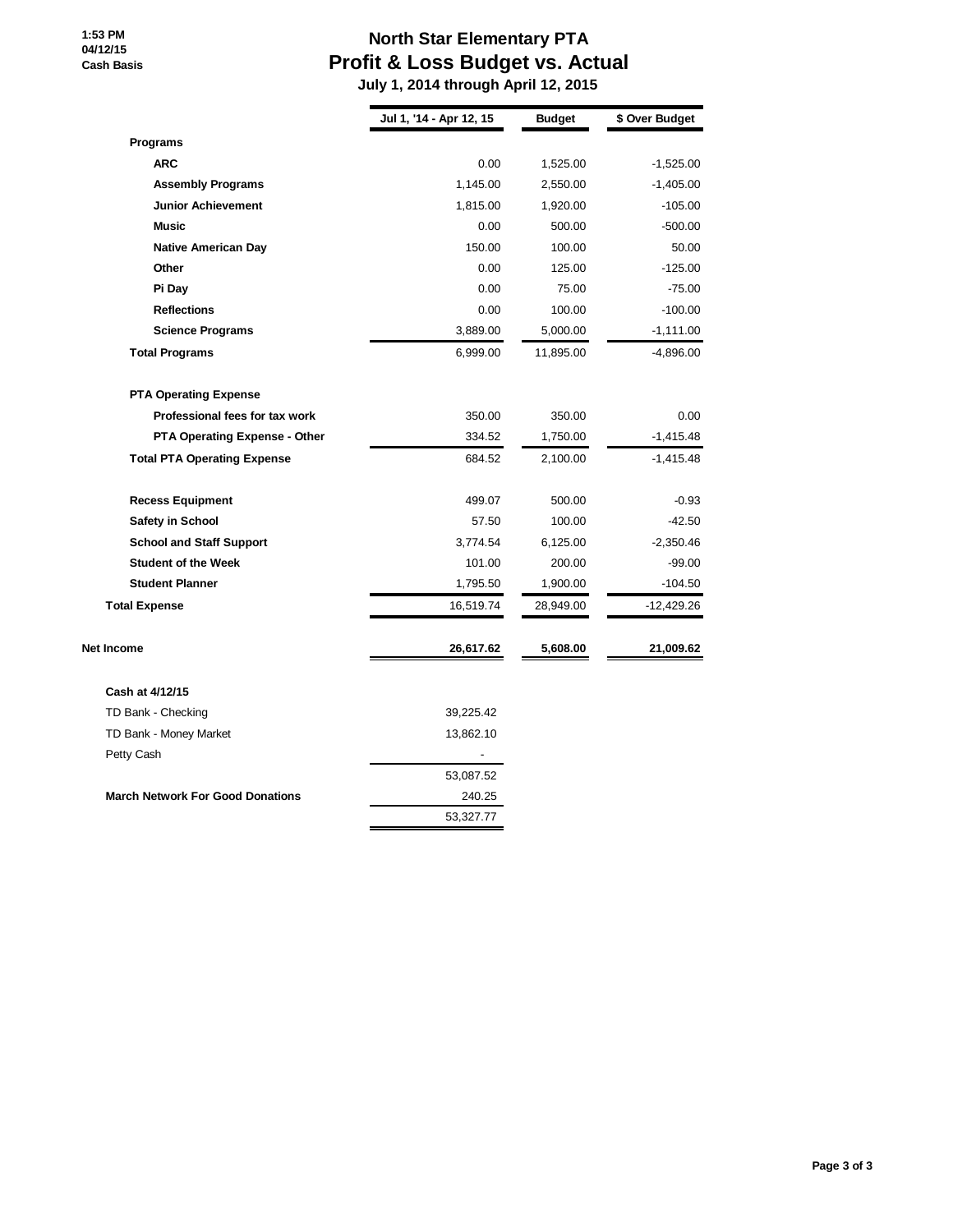# North Star Elementary PTA
## Profit & Loss Budget vs. Actual
### July 1, 2014 through April 12, 2015

1:53 PM
04/12/15
Cash Basis

| | Jul 1, '14 - Apr 12, 15 | Budget | $ Over Budget |
|---|---|---|---|
| **Programs** | | | |
| **ARC** | 0.00 | 1,525.00 | -1,525.00 |
| **Assembly Programs** | 1,145.00 | 2,550.00 | -1,405.00 |
| **Junior Achievement** | 1,815.00 | 1,920.00 | -105.00 |
| **Music** | 0.00 | 500.00 | -500.00 |
| **Native American Day** | 150.00 | 100.00 | 50.00 |
| **Other** | 0.00 | 125.00 | -125.00 |
| **Pi Day** | 0.00 | 75.00 | -75.00 |
| **Reflections** | 0.00 | 100.00 | -100.00 |
| **Science Programs** | 3,889.00 | 5,000.00 | -1,111.00 |
| **Total Programs** | 6,999.00 | 11,895.00 | -4,896.00 |
| **PTA Operating Expense** | | | |
| **Professional fees for tax work** | 350.00 | 350.00 | 0.00 |
| **PTA Operating Expense - Other** | 334.52 | 1,750.00 | -1,415.48 |
| **Total PTA Operating Expense** | 684.52 | 2,100.00 | -1,415.48 |
| **Recess Equipment** | 499.07 | 500.00 | -0.93 |
| **Safety in School** | 57.50 | 100.00 | -42.50 |
| **School and Staff Support** | 3,774.54 | 6,125.00 | -2,350.46 |
| **Student of the Week** | 101.00 | 200.00 | -99.00 |
| **Student Planner** | 1,795.50 | 1,900.00 | -104.50 |
| **Total Expense** | 16,519.74 | 28,949.00 | -12,429.26 |
| **Net Income** | **26,617.62** | **5,608.00** | **21,009.62** |

| | |
|---|---|
| **Cash at 4/12/15** | |
| TD Bank - Checking | 39,225.42 |
| TD Bank - Money Market | 13,862.10 |
| Petty Cash | - |
| | 53,087.52 |
| **March Network For Good Donations** | 240.25 |
| | 53,327.77 |